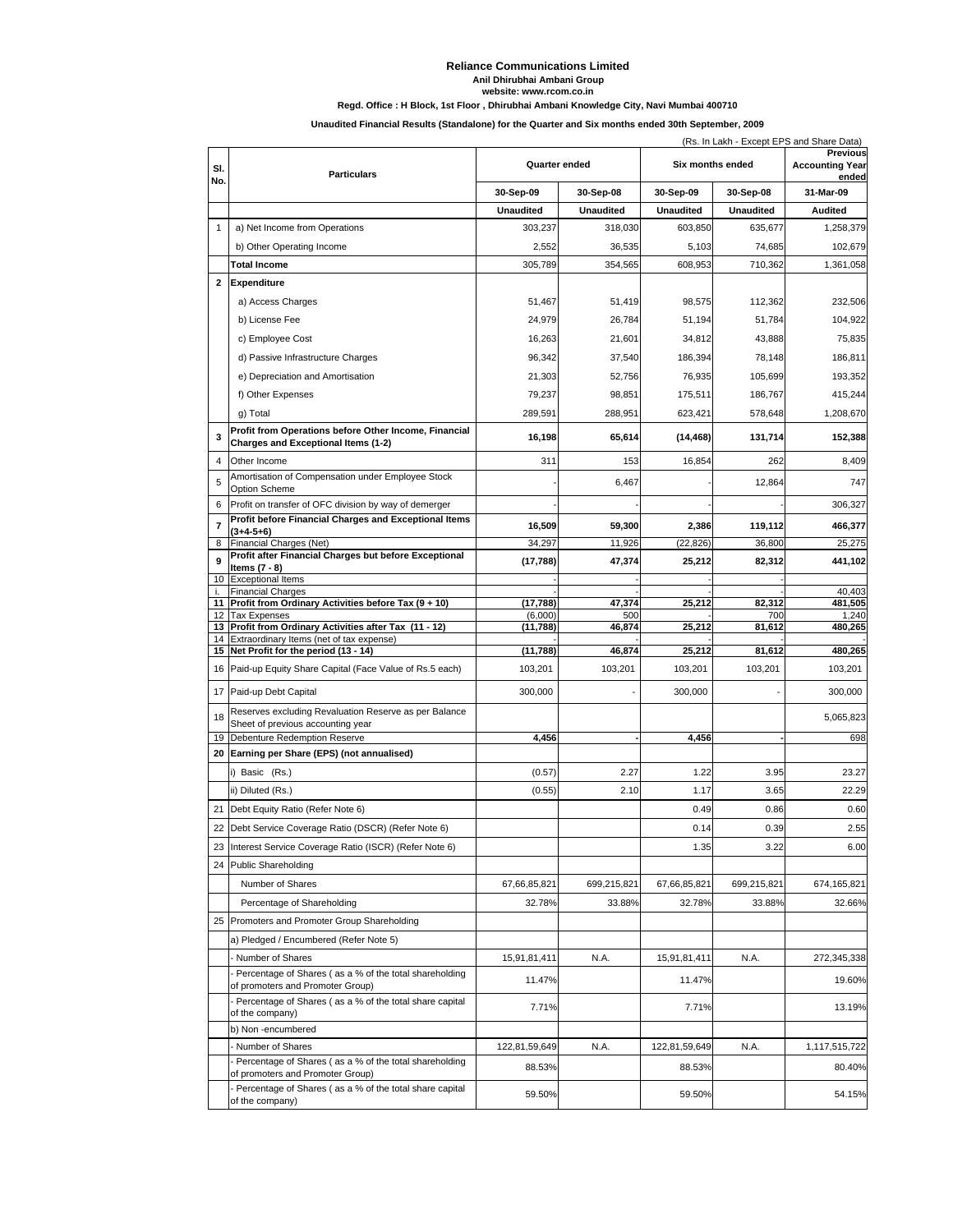# Reliance Communications Limited

**Anil Dhirubhai Ambani Group**

**website: www.rcom.co.in**

**Regd. Office : H Block, 1st Floor , Dhirubhai Ambani Knowledge City, Navi Mumbai 400710**

**Unaudited Financial Results (Standalone) for the Quarter and Six months ended 30th September, 2009**

(Rs. In Lakh - Except EPS and Share Data)

| Sl. No. | Particulars | Quarter ended | | Six months ended | | Previous Accounting Year ended |
|---|---|---|---|---|---|---|
| | | 30-Sep-09 | 30-Sep-08 | 30-Sep-09 | 30-Sep-08 | 31-Mar-09 |
| | | Unaudited | Unaudited | Unaudited | Unaudited | Audited |
| 1 | a) Net Income from Operations | 303,237 | 318,030 | 603,850 | 635,677 | 1,258,379 |
| | b) Other Operating Income | 2,552 | 36,535 | 5,103 | 74,685 | 102,679 |
| | **Total Income** | 305,789 | 354,565 | 608,953 | 710,362 | 1,361,058 |
| **2** | **Expenditure** | | | | | |
| | a) Access Charges | 51,467 | 51,419 | 98,575 | 112,362 | 232,506 |
| | b) License Fee | 24,979 | 26,784 | 51,194 | 51,784 | 104,922 |
| | c) Employee Cost | 16,263 | 21,601 | 34,812 | 43,888 | 75,835 |
| | d) Passive Infrastructure Charges | 96,342 | 37,540 | 186,394 | 78,148 | 186,811 |
| | e) Depreciation and Amortisation | 21,303 | 52,756 | 76,935 | 105,699 | 193,352 |
| | f) Other Expenses | 79,237 | 98,851 | 175,511 | 186,767 | 415,244 |
| | g) Total | 289,591 | 288,951 | 623,421 | 578,648 | 1,208,670 |
| 3 | **Profit from Operations before Other Income, Financial Charges and Exceptional Items (1-2)** | **16,198** | **65,614** | **(14,468)** | **131,714** | **152,388** |
| 4 | Other Income | 311 | 153 | 16,854 | 262 | 8,409 |
| 5 | Amortisation of Compensation under Employee Stock Option Scheme | - | 6,467 | - | 12,864 | 747 |
| 6 | Profit on transfer of OFC division by way of demerger | - | - | - | - | 306,327 |
| 7 | **Profit before Financial Charges and Exceptional Items (3+4-5+6)** | **16,509** | **59,300** | **2,386** | **119,112** | **466,377** |
| 8 | Financial Charges (Net) | 34,297 | 11,926 | (22,826) | 36,800 | 25,275 |
| 9 | **Profit after Financial Charges but before Exceptional Items (7 - 8)** | **(17,788)** | **47,374** | **25,212** | **82,312** | **441,102** |
| 10 | Exceptional Items | - | - | - | - | |
| i. | Financial Charges | - | - | - | - | 40,403 |
| 11 | **Profit from Ordinary Activities before Tax (9 + 10)** | **(17,788)** | **47,374** | **25,212** | **82,312** | **481,505** |
| 12 | Tax Expenses | (6,000) | 500 | - | 700 | 1,240 |
| 13 | **Profit from Ordinary Activities after Tax (11 - 12)** | **(11,788)** | **46,874** | **25,212** | **81,612** | **480,265** |
| 14 | Extraordinary Items (net of tax expense) | - | - | - | - | - |
| 15 | **Net Profit for the period (13 - 14)** | **(11,788)** | **46,874** | **25,212** | **81,612** | **480,265** |
| 16 | Paid-up Equity Share Capital (Face Value of Rs.5 each) | 103,201 | 103,201 | 103,201 | 103,201 | 103,201 |
| 17 | Paid-up Debt Capital | 300,000 | - | 300,000 | - | 300,000 |
| 18 | Reserves excluding Revaluation Reserve as per Balance Sheet of previous accounting year | | | | | 5,065,823 |
| 19 | Debenture Redemption Reserve | **4,456** | **-** | **4,456** | **-** | 698 |
| **20** | **Earning per Share (EPS) (not annualised)** | | | | | |
| | i) Basic (Rs.) | (0.57) | 2.27 | 1.22 | 3.95 | 23.27 |
| | ii) Diluted (Rs.) | (0.55) | 2.10 | 1.17 | 3.65 | 22.29 |
| 21 | Debt Equity Ratio (Refer Note 6) | | | 0.49 | 0.86 | 0.60 |
| 22 | Debt Service Coverage Ratio (DSCR) (Refer Note 6) | | | 0.14 | 0.39 | 2.55 |
| 23 | Interest Service Coverage Ratio (ISCR) (Refer Note 6) | | | 1.35 | 3.22 | 6.00 |
| 24 | Public Shareholding | | | | | |
| | Number of Shares | 67,66,85,821 | 699,215,821 | 67,66,85,821 | 699,215,821 | 674,165,821 |
| | Percentage of Shareholding | 32.78% | 33.88% | 32.78% | 33.88% | 32.66% |
| 25 | Promoters and Promoter Group Shareholding | | | | | |
| | a) Pledged / Encumbered (Refer Note 5) | | | | | |
| | - Number of Shares | 15,91,81,411 | N.A. | 15,91,81,411 | N.A. | 272,345,338 |
| | - Percentage of Shares ( as a % of the total shareholding of promoters and Promoter Group) | 11.47% | | 11.47% | | 19.60% |
| | - Percentage of Shares ( as a % of the total share capital of the company) | 7.71% | | 7.71% | | 13.19% |
| | b) Non -encumbered | | | | | |
| | - Number of Shares | 122,81,59,649 | N.A. | 122,81,59,649 | N.A. | 1,117,515,722 |
| | - Percentage of Shares ( as a % of the total shareholding of promoters and Promoter Group) | 88.53% | | 88.53% | | 80.40% |
| | - Percentage of Shares ( as a % of the total share capital of the company) | 59.50% | | 59.50% | | 54.15% |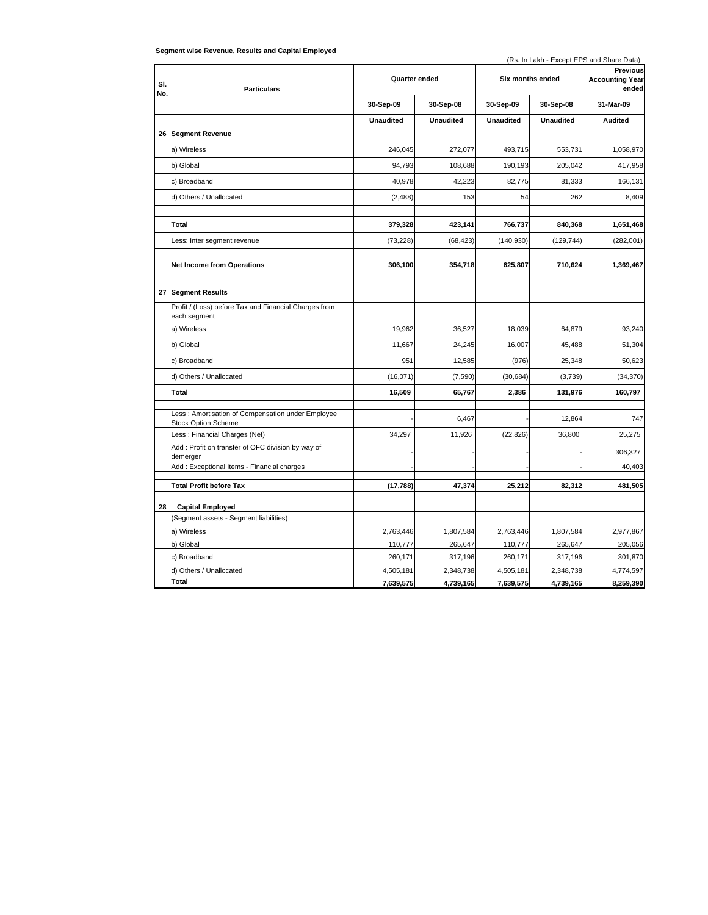**Segment wise Revenue, Results and Capital Employed**

(Rs. In Lakh - Except EPS and Share Data)

| Sl. No. | Particulars | Quarter ended | | Six months ended | | Previous Accounting Year ended |
|---|---|---|---|---|---|---|
| | | 30-Sep-09 | 30-Sep-08 | 30-Sep-09 | 30-Sep-08 | 31-Mar-09 |
| | | Unaudited | Unaudited | Unaudited | Unaudited | Audited |
| 26 | **Segment Revenue** | | | | | |
| | a) Wireless | 246,045 | 272,077 | 493,715 | 553,731 | 1,058,970 |
| | b) Global | 94,793 | 108,688 | 190,193 | 205,042 | 417,958 |
| | c) Broadband | 40,978 | 42,223 | 82,775 | 81,333 | 166,131 |
| | d) Others / Unallocated | (2,488) | 153 | 54 | 262 | 8,409 |
| | **Total** | **379,328** | **423,141** | **766,737** | **840,368** | **1,651,468** |
| | Less: Inter segment revenue | (73,228) | (68,423) | (140,930) | (129,744) | (282,001) |
| | **Net Income from Operations** | **306,100** | **354,718** | **625,807** | **710,624** | **1,369,467** |
| 27 | **Segment Results** | | | | | |
| | Profit / (Loss) before Tax and Financial Charges from each segment | | | | | |
| | a) Wireless | 19,962 | 36,527 | 18,039 | 64,879 | 93,240 |
| | b) Global | 11,667 | 24,245 | 16,007 | 45,488 | 51,304 |
| | c) Broadband | 951 | 12,585 | (976) | 25,348 | 50,623 |
| | d) Others / Unallocated | (16,071) | (7,590) | (30,684) | (3,739) | (34,370) |
| | **Total** | **16,509** | **65,767** | **2,386** | **131,976** | **160,797** |
| | Less : Amortisation of Compensation under Employee Stock Option Scheme | - | 6,467 | - | 12,864 | 747 |
| | Less : Financial Charges (Net) | 34,297 | 11,926 | (22,826) | 36,800 | 25,275 |
| | Add : Profit on transfer of OFC division by way of demerger | - | - | - | - | 306,327 |
| | Add : Exceptional Items - Financial charges | - | - | - | - | 40,403 |
| | **Total Profit before Tax** | **(17,788)** | **47,374** | **25,212** | **82,312** | **481,505** |
| 28 | **Capital Employed** | | | | | |
| | (Segment assets - Segment liabilities) | | | | | |
| | a) Wireless | 2,763,446 | 1,807,584 | 2,763,446 | 1,807,584 | 2,977,867 |
| | b) Global | 110,777 | 265,647 | 110,777 | 265,647 | 205,056 |
| | c) Broadband | 260,171 | 317,196 | 260,171 | 317,196 | 301,870 |
| | d) Others / Unallocated | 4,505,181 | 2,348,738 | 4,505,181 | 2,348,738 | 4,774,597 |
| | **Total** | **7,639,575** | **4,739,165** | **7,639,575** | **4,739,165** | **8,259,390** |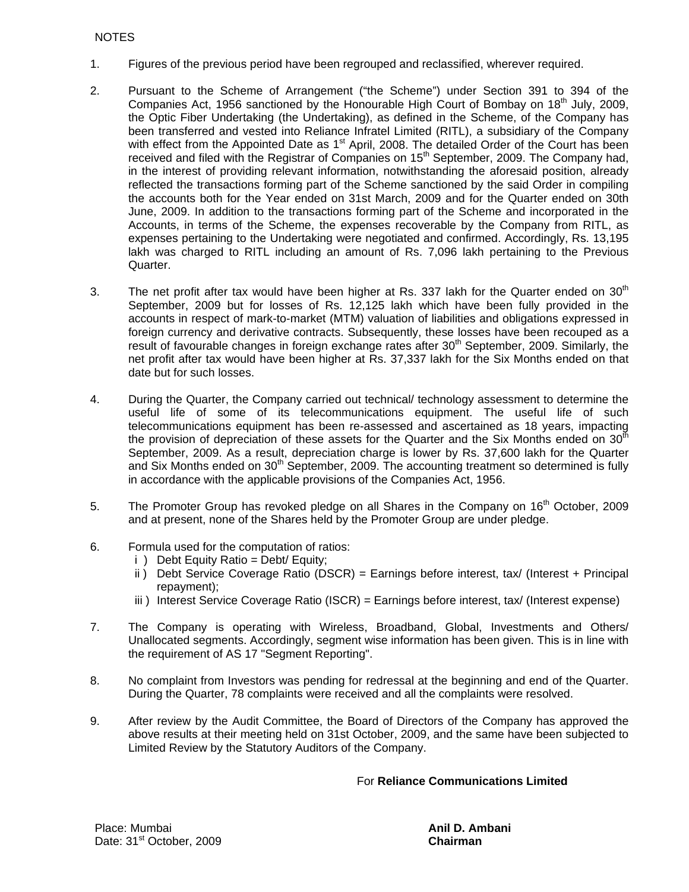NOTES

1. Figures of the previous period have been regrouped and reclassified, wherever required.

2. Pursuant to the Scheme of Arrangement ("the Scheme") under Section 391 to 394 of the Companies Act, 1956 sanctioned by the Honourable High Court of Bombay on 18th July, 2009, the Optic Fiber Undertaking (the Undertaking), as defined in the Scheme, of the Company has been transferred and vested into Reliance Infratel Limited (RITL), a subsidiary of the Company with effect from the Appointed Date as 1st April, 2008. The detailed Order of the Court has been received and filed with the Registrar of Companies on 15th September, 2009. The Company had, in the interest of providing relevant information, notwithstanding the aforesaid position, already reflected the transactions forming part of the Scheme sanctioned by the said Order in compiling the accounts both for the Year ended on 31st March, 2009 and for the Quarter ended on 30th June, 2009. In addition to the transactions forming part of the Scheme and incorporated in the Accounts, in terms of the Scheme, the expenses recoverable by the Company from RITL, as expenses pertaining to the Undertaking were negotiated and confirmed. Accordingly, Rs. 13,195 lakh was charged to RITL including an amount of Rs. 7,096 lakh pertaining to the Previous Quarter.

3. The net profit after tax would have been higher at Rs. 337 lakh for the Quarter ended on 30th September, 2009 but for losses of Rs. 12,125 lakh which have been fully provided in the accounts in respect of mark-to-market (MTM) valuation of liabilities and obligations expressed in foreign currency and derivative contracts. Subsequently, these losses have been recouped as a result of favourable changes in foreign exchange rates after 30th September, 2009. Similarly, the net profit after tax would have been higher at Rs. 37,337 lakh for the Six Months ended on that date but for such losses.

4. During the Quarter, the Company carried out technical/ technology assessment to determine the useful life of some of its telecommunications equipment. The useful life of such telecommunications equipment has been re-assessed and ascertained as 18 years, impacting the provision of depreciation of these assets for the Quarter and the Six Months ended on 30th September, 2009. As a result, depreciation charge is lower by Rs. 37,600 lakh for the Quarter and Six Months ended on 30th September, 2009. The accounting treatment so determined is fully in accordance with the applicable provisions of the Companies Act, 1956.

5. The Promoter Group has revoked pledge on all Shares in the Company on 16th October, 2009 and at present, none of the Shares held by the Promoter Group are under pledge.

6. Formula used for the computation of ratios:
   i ) Debt Equity Ratio = Debt/ Equity;
   ii ) Debt Service Coverage Ratio (DSCR) = Earnings before interest, tax/ (Interest + Principal repayment);
   iii ) Interest Service Coverage Ratio (ISCR) = Earnings before interest, tax/ (Interest expense)

7. The Company is operating with Wireless, Broadband, Global, Investments and Others/ Unallocated segments. Accordingly, segment wise information has been given. This is in line with the requirement of AS 17 "Segment Reporting".

8. No complaint from Investors was pending for redressal at the beginning and end of the Quarter. During the Quarter, 78 complaints were received and all the complaints were resolved.

9. After review by the Audit Committee, the Board of Directors of the Company has approved the above results at their meeting held on 31st October, 2009, and the same have been subjected to Limited Review by the Statutory Auditors of the Company.

For **Reliance Communications Limited**

Place: Mumbai
Date: 31st October, 2009

**Anil D. Ambani**
**Chairman**